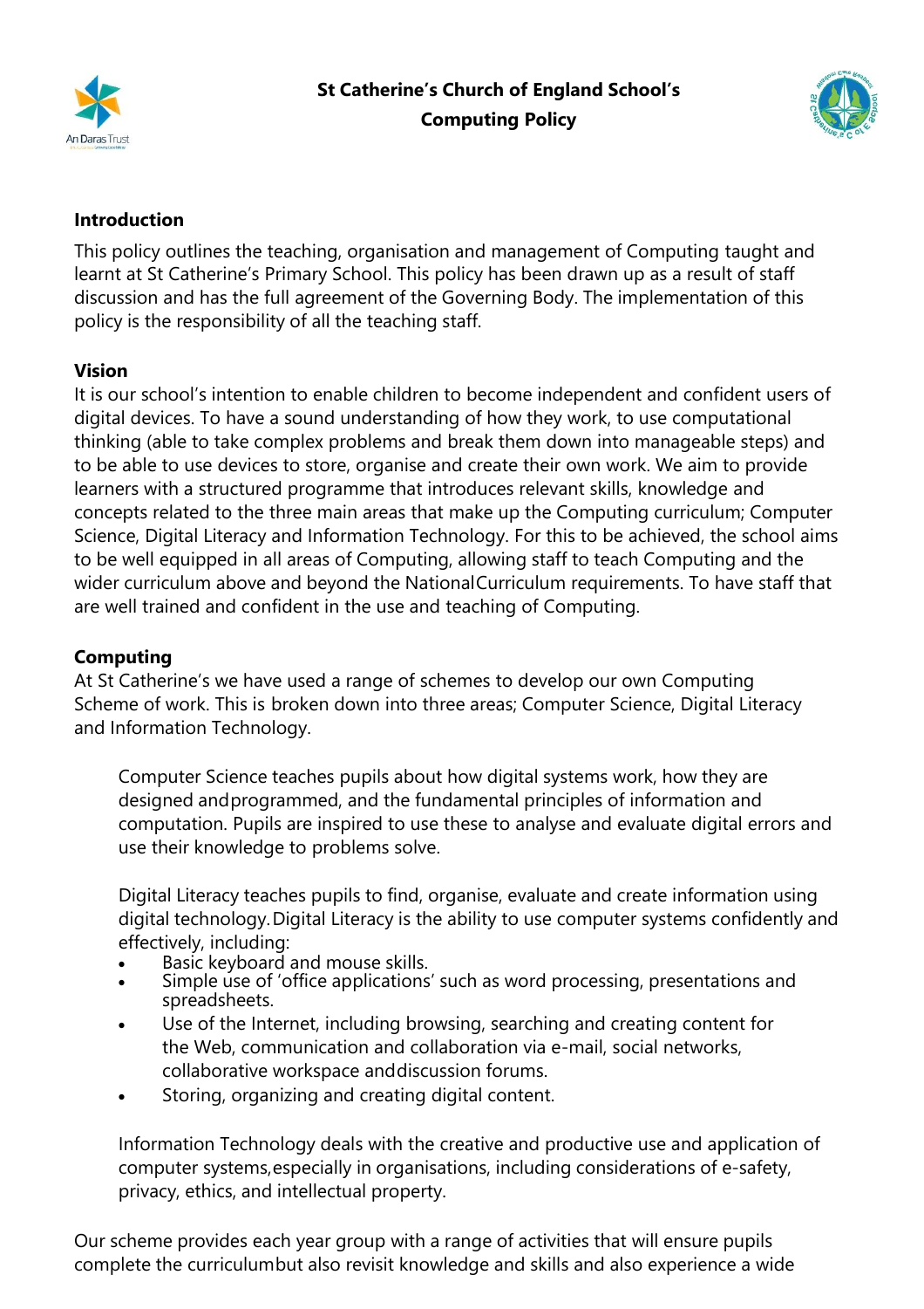# St Catherine's Church of England School's Computing Policy

## Introduction

This policy outlines the teaching, organisation and management of Computing taught and learnt at St Catherine's Primary School. This policy has been drawn up as a result of staff discussion and has the full agreement of the Governing Body. The implementation of this policy is the responsibility of all the teaching staff.

## Vision

It is our school's intention to enable children to become independent and confident users of digital devices. To have a sound understanding of how they work, to use computational thinking (able to take complex problems and break them down into manageable steps) and to be able to use devices to store, organise and create their own work. We aim to provide learners with a structured programme that introduces relevant skills, knowledge and concepts related to the three main areas that make up the Computing curriculum; Computer Science, Digital Literacy and Information Technology. For this to be achieved, the school aims to be well equipped in all areas of Computing, allowing staff to teach Computing and the wider curriculum above and beyond the NationalCurriculum requirements. To have staff that are well trained and confident in the use and teaching of Computing.

## Computing

At St Catherine's we have used a range of schemes to develop our own Computing Scheme of work. This is broken down into three areas; Computer Science, Digital Literacy and Information Technology.

Computer Science teaches pupils about how digital systems work, how they are designed andprogrammed, and the fundamental principles of information and computation. Pupils are inspired to use these to analyse and evaluate digital errors and use their knowledge to problems solve.

Digital Literacy teaches pupils to find, organise, evaluate and create information using digital technology. Digital Literacy is the ability to use computer systems confidently and effectively, including:

- Basic keyboard and mouse skills.
- Simple use of 'office applications' such as word processing, presentations and spreadsheets.
- Use of the Internet, including browsing, searching and creating content for the Web, communication and collaboration via e-mail, social networks, collaborative workspace anddiscussion forums.
- Storing, organizing and creating digital content.

Information Technology deals with the creative and productive use and application of computer systems, especially in organisations, including considerations of e-safety, privacy, ethics, and intellectual property.

Our scheme provides each year group with a range of activities that will ensure pupils complete the curriculumbut also revisit knowledge and skills and also experience a wide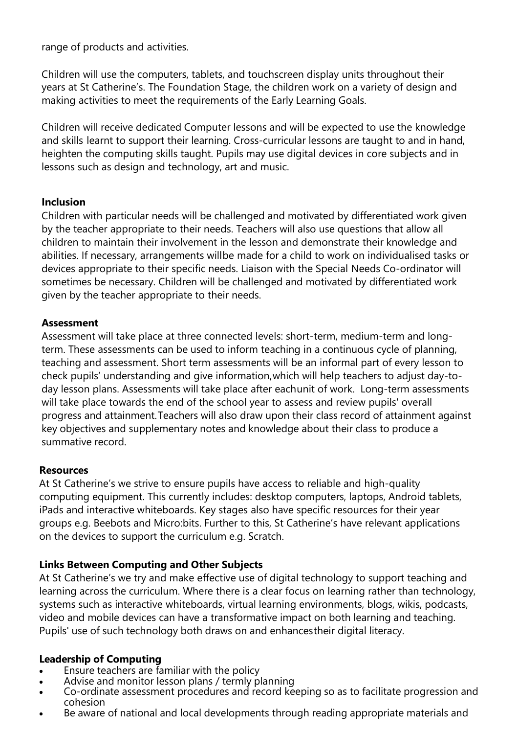range of products and activities.

Children will use the computers, tablets, and touchscreen display units throughout their years at St Catherine's. The Foundation Stage, the children work on a variety of design and making activities to meet the requirements of the Early Learning Goals.

Children will receive dedicated Computer lessons and will be expected to use the knowledge and skills learnt to support their learning. Cross-curricular lessons are taught to and in hand, heighten the computing skills taught. Pupils may use digital devices in core subjects and in lessons such as design and technology, art and music.

**Inclusion**

Children with particular needs will be challenged and motivated by differentiated work given by the teacher appropriate to their needs. Teachers will also use questions that allow all children to maintain their involvement in the lesson and demonstrate their knowledge and abilities. If necessary, arrangements willbe made for a child to work on individualised tasks or devices appropriate to their specific needs. Liaison with the Special Needs Co-ordinator will sometimes be necessary. Children will be challenged and motivated by differentiated work given by the teacher appropriate to their needs.

**Assessment**

Assessment will take place at three connected levels: short-term, medium-term and long-term. These assessments can be used to inform teaching in a continuous cycle of planning, teaching and assessment. Short term assessments will be an informal part of every lesson to check pupils' understanding and give information,which will help teachers to adjust day-to-day lesson plans. Assessments will take place after eachunit of work. Long-term assessments will take place towards the end of the school year to assess and review pupils' overall progress and attainment.Teachers will also draw upon their class record of attainment against key objectives and supplementary notes and knowledge about their class to produce a summative record.

**Resources**

At St Catherine's we strive to ensure pupils have access to reliable and high-quality computing equipment. This currently includes: desktop computers, laptops, Android tablets, iPads and interactive whiteboards. Key stages also have specific resources for their year groups e.g. Beebots and Micro:bits. Further to this, St Catherine's have relevant applications on the devices to support the curriculum e.g. Scratch.

**Links Between Computing and Other Subjects**

At St Catherine's we try and make effective use of digital technology to support teaching and learning across the curriculum. Where there is a clear focus on learning rather than technology, systems such as interactive whiteboards, virtual learning environments, blogs, wikis, podcasts, video and mobile devices can have a transformative impact on both learning and teaching. Pupils' use of such technology both draws on and enhancestheir digital literacy.

**Leadership of Computing**

- Ensure teachers are familiar with the policy
- Advise and monitor lesson plans / termly planning
- Co-ordinate assessment procedures and record keeping so as to facilitate progression and cohesion
- Be aware of national and local developments through reading appropriate materials and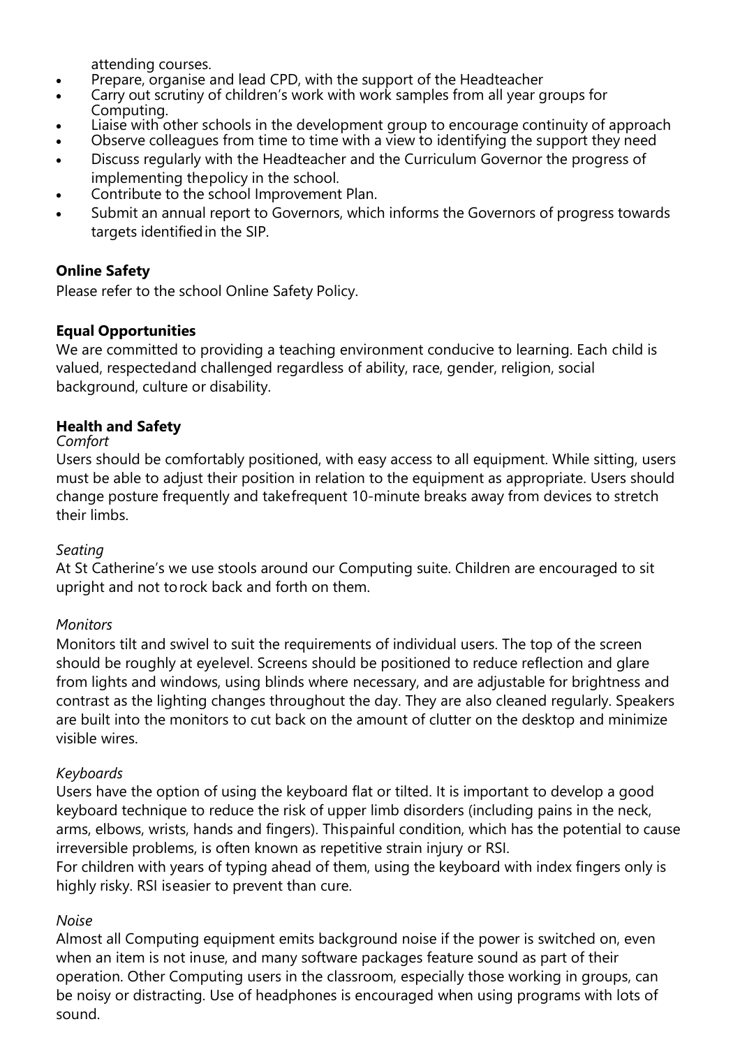attending courses.

- Prepare, organise and lead CPD, with the support of the Headteacher
- Carry out scrutiny of children's work with work samples from all year groups for Computing.
- Liaise with other schools in the development group to encourage continuity of approach
- Observe colleagues from time to time with a view to identifying the support they need
- Discuss regularly with the Headteacher and the Curriculum Governor the progress of implementing thepolicy in the school.
- Contribute to the school Improvement Plan.
- Submit an annual report to Governors, which informs the Governors of progress towards targets identifiedin the SIP.

**Online Safety**

Please refer to the school Online Safety Policy.

**Equal Opportunities**

We are committed to providing a teaching environment conducive to learning. Each child is valued, respectedand challenged regardless of ability, race, gender, religion, social background, culture or disability.

**Health and Safety**

*Comfort*

Users should be comfortably positioned, with easy access to all equipment. While sitting, users must be able to adjust their position in relation to the equipment as appropriate. Users should change posture frequently and takefrequent 10-minute breaks away from devices to stretch their limbs.

*Seating*

At St Catherine's we use stools around our Computing suite. Children are encouraged to sit upright and not torock back and forth on them.

*Monitors*

Monitors tilt and swivel to suit the requirements of individual users. The top of the screen should be roughly at eyelevel. Screens should be positioned to reduce reflection and glare from lights and windows, using blinds where necessary, and are adjustable for brightness and contrast as the lighting changes throughout the day. They are also cleaned regularly. Speakers are built into the monitors to cut back on the amount of clutter on the desktop and minimize visible wires.

*Keyboards*

Users have the option of using the keyboard flat or tilted. It is important to develop a good keyboard technique to reduce the risk of upper limb disorders (including pains in the neck, arms, elbows, wrists, hands and fingers). Thispainful condition, which has the potential to cause irreversible problems, is often known as repetitive strain injury or RSI.

For children with years of typing ahead of them, using the keyboard with index fingers only is highly risky. RSI iseasier to prevent than cure.

*Noise*

Almost all Computing equipment emits background noise if the power is switched on, even when an item is not inuse, and many software packages feature sound as part of their operation. Other Computing users in the classroom, especially those working in groups, can be noisy or distracting. Use of headphones is encouraged when using programs with lots of sound.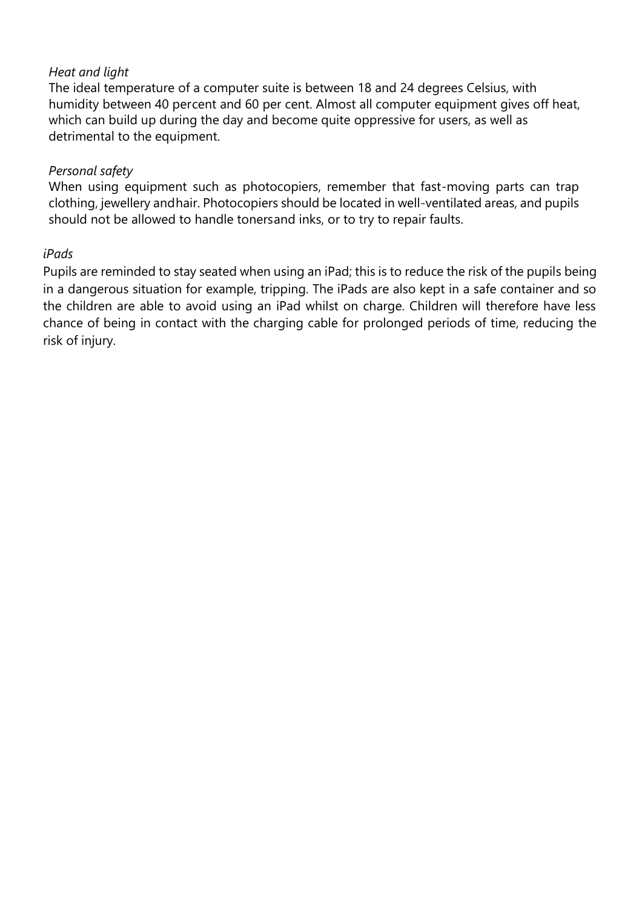*Heat and light*

The ideal temperature of a computer suite is between 18 and 24 degrees Celsius, with humidity between 40 percent and 60 per cent. Almost all computer equipment gives off heat, which can build up during the day and become quite oppressive for users, as well as detrimental to the equipment.

*Personal safety*

When using equipment such as photocopiers, remember that fast-moving parts can trap clothing, jewellery andhair. Photocopiers should be located in well-ventilated areas, and pupils should not be allowed to handle tonersand inks, or to try to repair faults.

*iPads*

Pupils are reminded to stay seated when using an iPad; this is to reduce the risk of the pupils being in a dangerous situation for example, tripping. The iPads are also kept in a safe container and so the children are able to avoid using an iPad whilst on charge. Children will therefore have less chance of being in contact with the charging cable for prolonged periods of time, reducing the risk of injury.